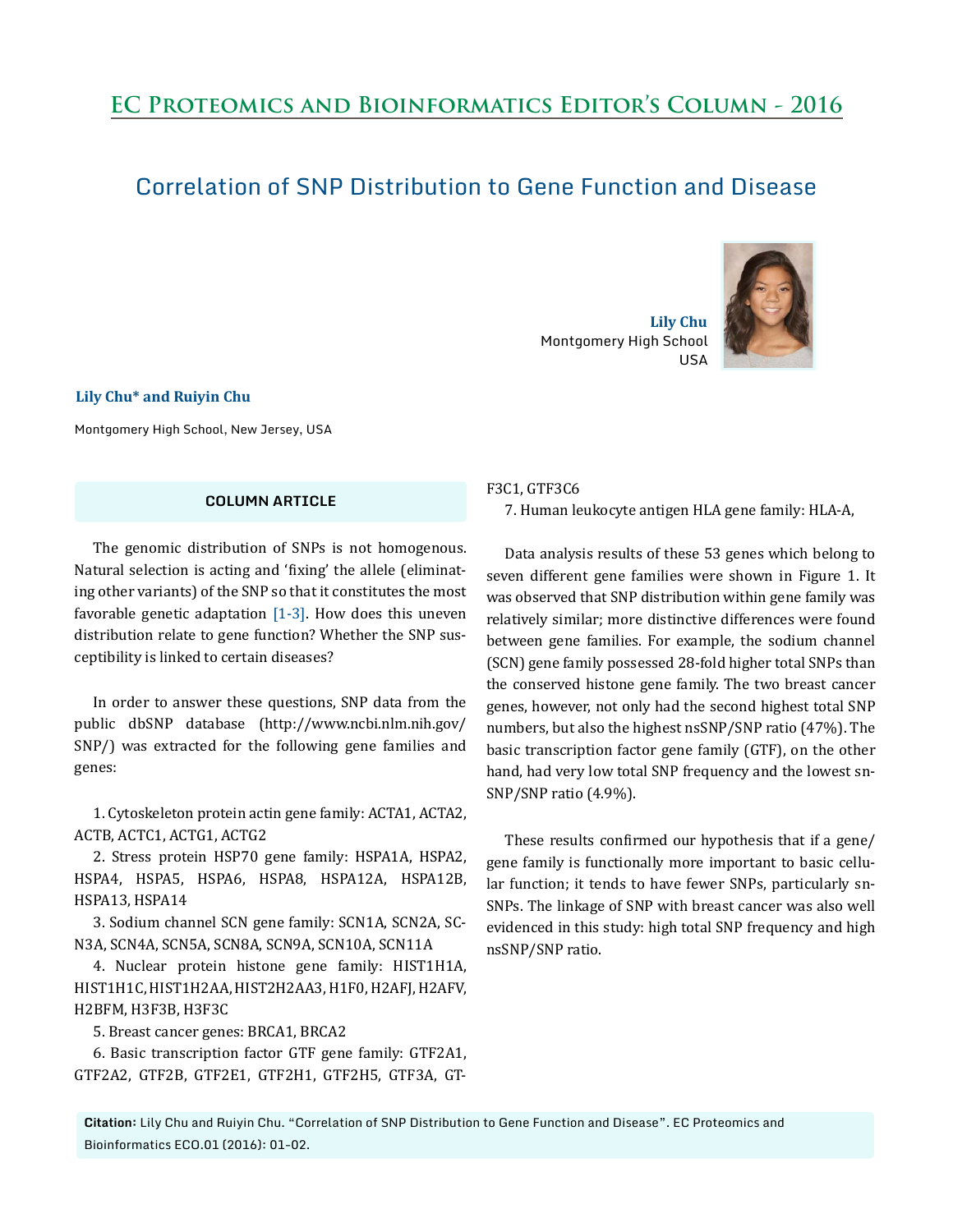# Correlation of SNP Distribution to Gene Function and Disease

**Lily Chu**
Montgomery High School
USA

**Lily Chu* and Ruiyin Chu**

Montgomery High School, New Jersey, USA

**COLUMN ARTICLE**

The genomic distribution of SNPs is not homogenous. Natural selection is acting and 'fixing' the allele (eliminating other variants) of the SNP so that it constitutes the most favorable genetic adaptation [1-3]. How does this uneven distribution relate to gene function? Whether the SNP susceptibility is linked to certain diseases?

In order to answer these questions, SNP data from the public dbSNP database (http://www.ncbi.nlm.nih.gov/SNP/) was extracted for the following gene families and genes:

1. Cytoskeleton protein actin gene family: ACTA1, ACTA2, ACTB, ACTC1, ACTG1, ACTG2
2. Stress protein HSP70 gene family: HSPA1A, HSPA2, HSPA4, HSPA5, HSPA6, HSPA8, HSPA12A, HSPA12B, HSPA13, HSPA14
3. Sodium channel SCN gene family: SCN1A, SCN2A, SCN3A, SCN4A, SCN5A, SCN8A, SCN9A, SCN10A, SCN11A
4. Nuclear protein histone gene family: HIST1H1A, HIST1H1C, HIST1H2AA, HIST2H2AA3, H1F0, H2AFJ, H2AFV, H2BFM, H3F3B, H3F3C
5. Breast cancer genes: BRCA1, BRCA2
6. Basic transcription factor GTF gene family: GTF2A1, GTF2A2, GTF2B, GTF2E1, GTF2H1, GTF2H5, GTF3A, GTF3C1, GTF3C6
7. Human leukocyte antigen HLA gene family: HLA-A,

Data analysis results of these 53 genes which belong to seven different gene families were shown in Figure 1. It was observed that SNP distribution within gene family was relatively similar; more distinctive differences were found between gene families. For example, the sodium channel (SCN) gene family possessed 28-fold higher total SNPs than the conserved histone gene family. The two breast cancer genes, however, not only had the second highest total SNP numbers, but also the highest nsSNP/SNP ratio (47%). The basic transcription factor gene family (GTF), on the other hand, had very low total SNP frequency and the lowest snSNP/SNP ratio (4.9%).

These results confirmed our hypothesis that if a gene/gene family is functionally more important to basic cellular function; it tends to have fewer SNPs, particularly snSNPs. The linkage of SNP with breast cancer was also well evidenced in this study: high total SNP frequency and high nsSNP/SNP ratio.

**Citation:** Lily Chu and Ruiyin Chu. "Correlation of SNP Distribution to Gene Function and Disease". EC Proteomics and Bioinformatics ECO.01 (2016): 01-02.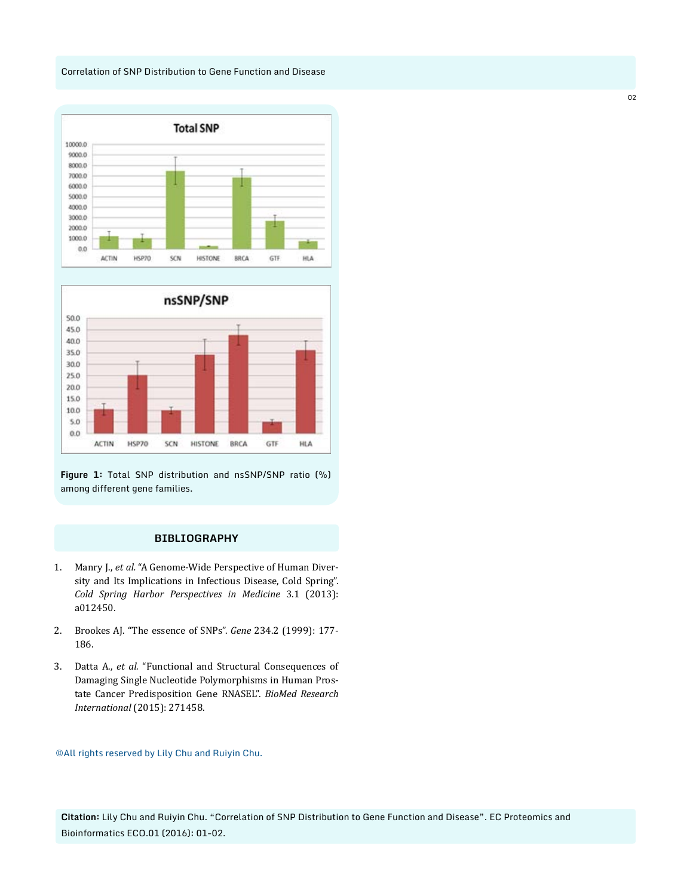Total SNP

10000.0
9000.0
8000.0
7000.0
6000.0
5000.0
4000.0
3000.0
2000.0
1000.0
0.0

ACTIN HSP70 SCN HISTONE BRCA GTF HLA

nsSNP/SNP

50.0
45.0
40.0
35.0
30.0
25.0
20.0
15.0
10.0
5.0
0.0

ACTIN HSP70 SCN HISTONE BRCA GTF HLA

**Figure 1:** Total SNP distribution and nsSNP/SNP ratio (%) among different gene families.

## BIBLIOGRAPHY

1. Manry J., *et al.* "A Genome-Wide Perspective of Human Diversity and Its Implications in Infectious Disease, Cold Spring". *Cold Spring Harbor Perspectives in Medicine* 3.1 (2013): a012450.
2. Brookes AJ. "The essence of SNPs". *Gene* 234.2 (1999): 177-186.
3. Datta A., *et al.* "Functional and Structural Consequences of Damaging Single Nucleotide Polymorphisms in Human Prostate Cancer Predisposition Gene RNASEL". *BioMed Research International* (2015): 271458.

©All rights reserved by Lily Chu and Ruiyin Chu.